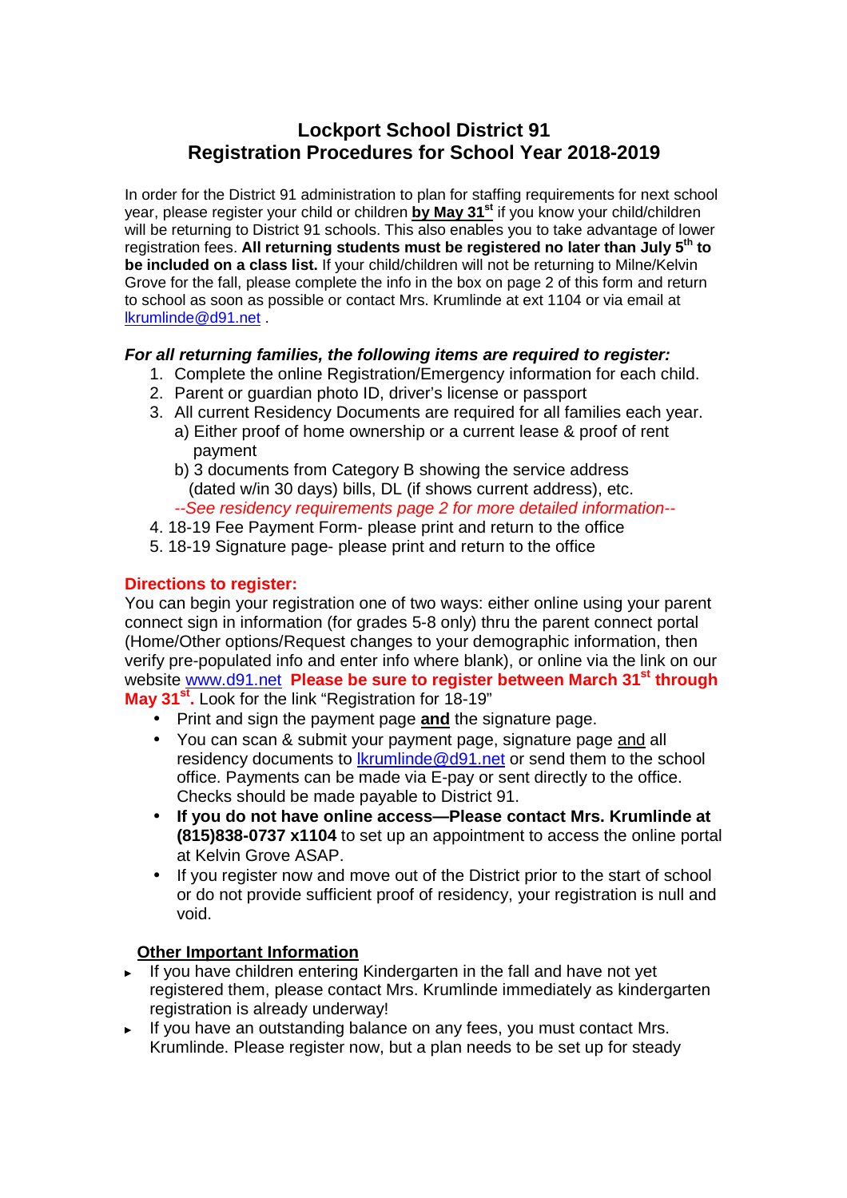# Lockport School District 91
# Registration Procedures for School Year 2018-2019

In order for the District 91 administration to plan for staffing requirements for next school year, please register your child or children **by May 31st** if you know your child/children will be returning to District 91 schools. This also enables you to take advantage of lower registration fees. **All returning students must be registered no later than July 5th to be included on a class list.** If your child/children will not be returning to Milne/Kelvin Grove for the fall, please complete the info in the box on page 2 of this form and return to school as soon as possible or contact Mrs. Krumlinde at ext 1104 or via email at lkrumlinde@d91.net .

***For all returning families, the following items are required to register:***

1. Complete the online Registration/Emergency information for each child.
2. Parent or guardian photo ID, driver's license or passport
3. All current Residency Documents are required for all families each year.
   a) Either proof of home ownership or a current lease & proof of rent payment
   b) 3 documents from Category B showing the service address (dated w/in 30 days) bills, DL (if shows current address), etc.
   *--See residency requirements page 2 for more detailed information--*
4. 18-19 Fee Payment Form- please print and return to the office
5. 18-19 Signature page- please print and return to the office

**Directions to register:**

You can begin your registration one of two ways: either online using your parent connect sign in information (for grades 5-8 only) thru the parent connect portal (Home/Other options/Request changes to your demographic information, then verify pre-populated info and enter info where blank), or online via the link on our website www.d91.net **Please be sure to register between March 31st through May 31st.** Look for the link "Registration for 18-19"

- Print and sign the payment page **and** the signature page.
- You can scan & submit your payment page, signature page and all residency documents to lkrumlinde@d91.net or send them to the school office. Payments can be made via E-pay or sent directly to the office. Checks should be made payable to District 91.
- **If you do not have online access—Please contact Mrs. Krumlinde at (815)838-0737 x1104** to set up an appointment to access the online portal at Kelvin Grove ASAP.
- If you register now and move out of the District prior to the start of school or do not provide sufficient proof of residency, your registration is null and void.

**Other Important Information**

- If you have children entering Kindergarten in the fall and have not yet registered them, please contact Mrs. Krumlinde immediately as kindergarten registration is already underway!
- If you have an outstanding balance on any fees, you must contact Mrs. Krumlinde. Please register now, but a plan needs to be set up for steady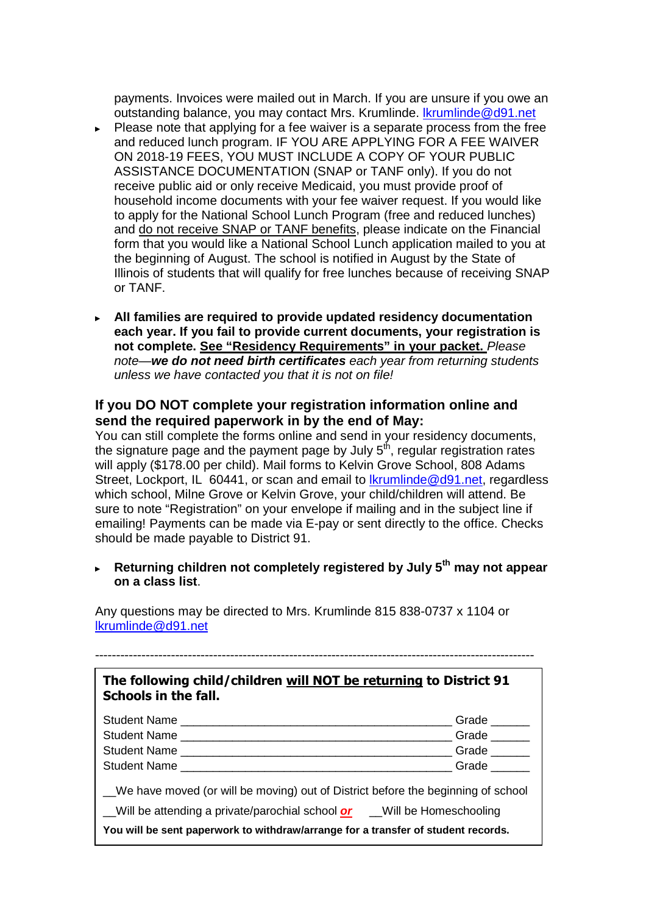payments. Invoices were mailed out in March. If you are unsure if you owe an outstanding balance, you may contact Mrs. Krumlinde. lkrumlinde@d91.net

- Please note that applying for a fee waiver is a separate process from the free and reduced lunch program. IF YOU ARE APPLYING FOR A FEE WAIVER ON 2018-19 FEES, YOU MUST INCLUDE A COPY OF YOUR PUBLIC ASSISTANCE DOCUMENTATION (SNAP or TANF only). If you do not receive public aid or only receive Medicaid, you must provide proof of household income documents with your fee waiver request. If you would like to apply for the National School Lunch Program (free and reduced lunches) and <u>do not receive SNAP or TANF benefits</u>, please indicate on the Financial form that you would like a National School Lunch application mailed to you at the beginning of August. The school is notified in August by the State of Illinois of students that will qualify for free lunches because of receiving SNAP or TANF.

- **All families are required to provide updated residency documentation each year. If you fail to provide current documents, your registration is not complete. <u>See "Residency Requirements" in your packet.</u>** *Please note—**we do not need birth certificates** each year from returning students unless we have contacted you that it is not on file!*

### If you DO NOT complete your registration information online and send the required paperwork in by the end of May:

You can still complete the forms online and send in your residency documents, the signature page and the payment page by July 5th, regular registration rates will apply ($178.00 per child). Mail forms to Kelvin Grove School, 808 Adams Street, Lockport, IL 60441, or scan and email to lkrumlinde@d91.net, regardless which school, Milne Grove or Kelvin Grove, your child/children will attend. Be sure to note "Registration" on your envelope if mailing and in the subject line if emailing! Payments can be made via E-pay or sent directly to the office. Checks should be made payable to District 91.

- **Returning children not completely registered by July 5th may not appear on a class list**.

Any questions may be directed to Mrs. Krumlinde 815 838-0737 x 1104 or lkrumlinde@d91.net

---

**The following child/children <u>will NOT be returning</u> to District 91 Schools in the fall.**

Student Name ___________________________________________ Grade ______
Student Name ___________________________________________ Grade ______
Student Name ___________________________________________ Grade ______
Student Name ___________________________________________ Grade ______

__We have moved (or will be moving) out of District before the beginning of school

__Will be attending a private/parochial school ***<u>or</u>*** __Will be Homeschooling

**You will be sent paperwork to withdraw/arrange for a transfer of student records.**